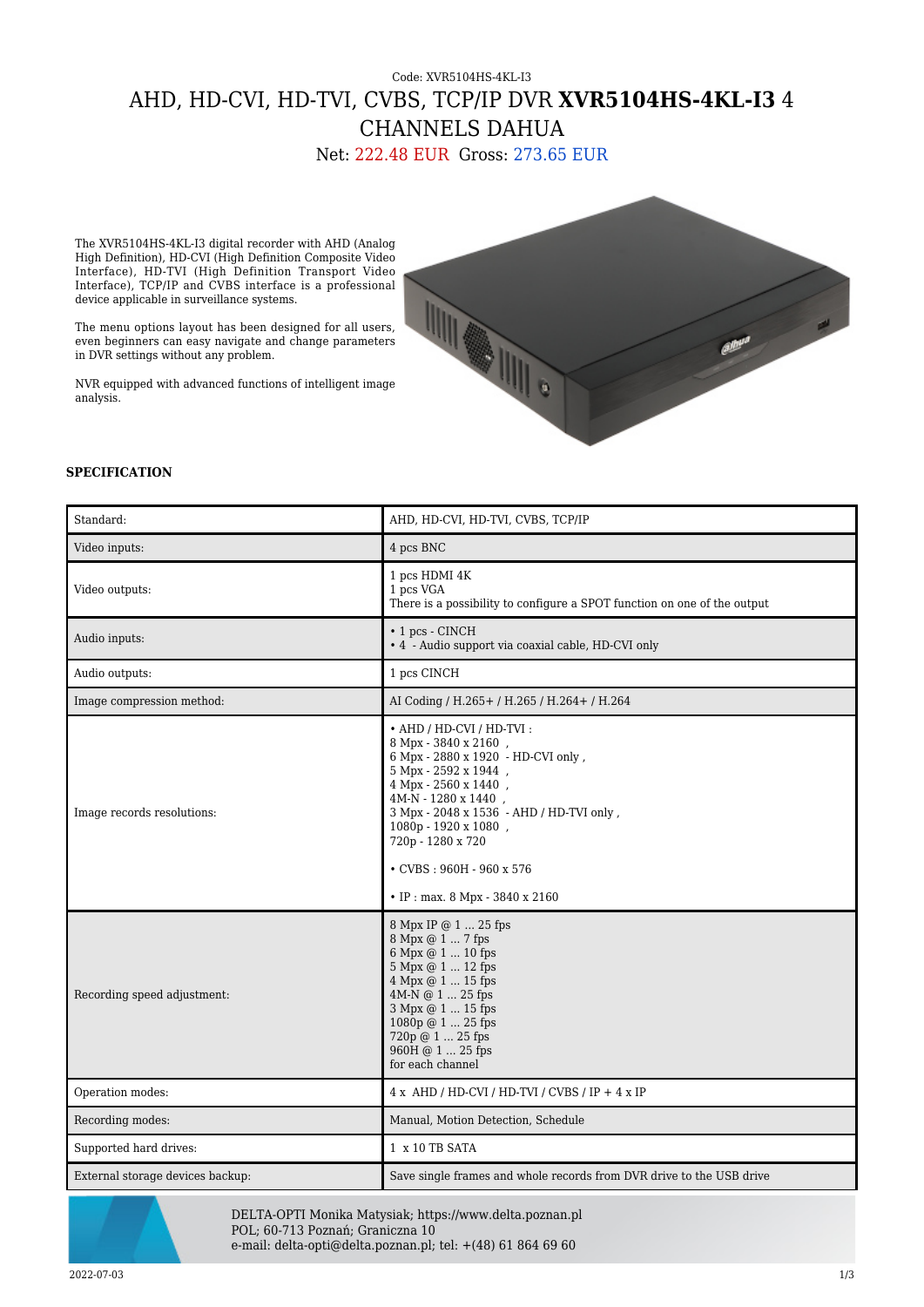Code: XVR5104HS-4KL-I3

# AHD, HD-CVI, HD-TVI, CVBS, TCP/IP DVR **XVR5104HS-4KL-I3** 4 CHANNELS DAHUA

Net: 222.48 EUR Gross: 273.65 EUR

The XVR5104HS-4KL-I3 digital recorder with AHD (Analog High Definition), HD-CVI (High Definition Composite Video Interface), HD-TVI (High Definition Transport Video Interface), TCP/IP and CVBS interface is a professional device applicable in surveillance systems.

The menu options layout has been designed for all users, even beginners can easy navigate and change parameters in DVR settings without any problem.

NVR equipped with advanced functions of intelligent image analysis.

**SPECIFICATION**

| | |
|---|---|
| Standard: | AHD, HD-CVI, HD-TVI, CVBS, TCP/IP |
| Video inputs: | 4 pcs BNC |
| Video outputs: | 1 pcs HDMI 4K<br>1 pcs VGA<br>There is a possibility to configure a SPOT function on one of the output |
| Audio inputs: | • 1 pcs - CINCH<br>• 4 - Audio support via coaxial cable, HD-CVI only |
| Audio outputs: | 1 pcs CINCH |
| Image compression method: | AI Coding / H.265+ / H.265 / H.264+ / H.264 |
| Image records resolutions: | • AHD / HD-CVI / HD-TVI :<br>8 Mpx - 3840 x 2160 ,<br>6 Mpx - 2880 x 1920 - HD-CVI only ,<br>5 Mpx - 2592 x 1944 ,<br>4 Mpx - 2560 x 1440 ,<br>4M-N - 1280 x 1440 ,<br>3 Mpx - 2048 x 1536 - AHD / HD-TVI only ,<br>1080p - 1920 x 1080 ,<br>720p - 1280 x 720<br><br>• CVBS : 960H - 960 x 576<br><br>• IP : max. 8 Mpx - 3840 x 2160 |
| Recording speed adjustment: | 8 Mpx IP @ 1 ... 25 fps<br>8 Mpx @ 1 ... 7 fps<br>6 Mpx @ 1 ... 10 fps<br>5 Mpx @ 1 ... 12 fps<br>4 Mpx @ 1 ... 15 fps<br>4M-N @ 1 ... 25 fps<br>3 Mpx @ 1 ... 15 fps<br>1080p @ 1 ... 25 fps<br>720p @ 1 ... 25 fps<br>960H @ 1 ... 25 fps<br>for each channel |
| Operation modes: | 4 x AHD / HD-CVI / HD-TVI / CVBS / IP + 4 x IP |
| Recording modes: | Manual, Motion Detection, Schedule |
| Supported hard drives: | 1 x 10 TB SATA |
| External storage devices backup: | Save single frames and whole records from DVR drive to the USB drive |

DELTA-OPTI Monika Matysiak; https://www.delta.poznan.pl
POL; 60-713 Poznań; Graniczna 10
e-mail: delta-opti@delta.poznan.pl; tel: +(48) 61 864 69 60

2022-07-03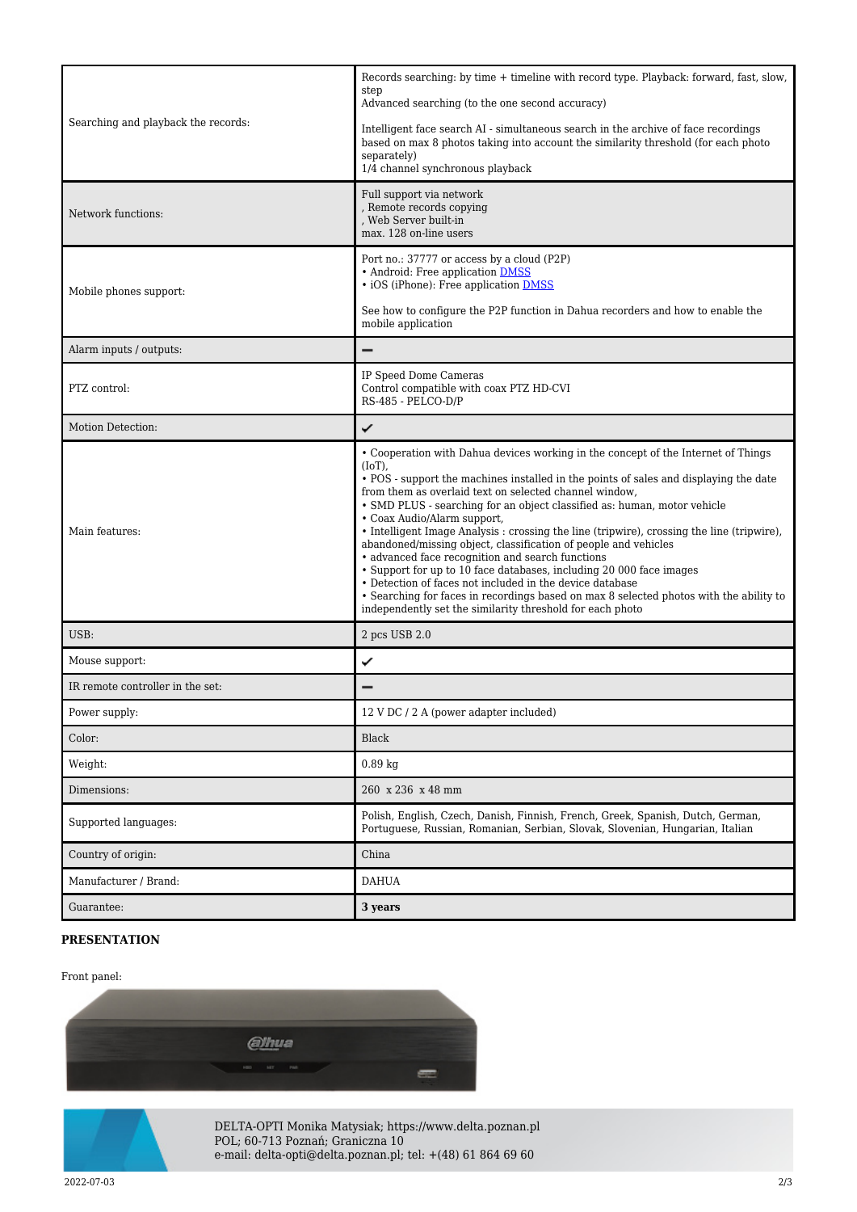| | |
|---|---|
| Searching and playback the records: | Records searching: by time + timeline with record type. Playback: forward, fast, slow, step<br>Advanced searching (to the one second accuracy)<br><br>Intelligent face search AI - simultaneous search in the archive of face recordings based on max 8 photos taking into account the similarity threshold (for each photo separately)<br>1/4 channel synchronous playback |
| Network functions: | Full support via network<br>, Remote records copying<br>, Web Server built-in<br>max. 128 on-line users |
| Mobile phones support: | Port no.: 37777 or access by a cloud (P2P)<br>• Android: Free application DMSS<br>• iOS (iPhone): Free application DMSS<br><br>See how to configure the P2P function in Dahua recorders and how to enable the mobile application |
| Alarm inputs / outputs: | – |
| PTZ control: | IP Speed Dome Cameras<br>Control compatible with coax PTZ HD-CVI<br>RS-485 - PELCO-D/P |
| Motion Detection: | ✓ |
| Main features: | • Cooperation with Dahua devices working in the concept of the Internet of Things (IoT),<br>• POS - support the machines installed in the points of sales and displaying the date from them as overlaid text on selected channel window,<br>• SMD PLUS - searching for an object classified as: human, motor vehicle<br>• Coax Audio/Alarm support,<br>• Intelligent Image Analysis : crossing the line (tripwire), crossing the line (tripwire), abandoned/missing object, classification of people and vehicles<br>• advanced face recognition and search functions<br>• Support for up to 10 face databases, including 20 000 face images<br>• Detection of faces not included in the device database<br>• Searching for faces in recordings based on max 8 selected photos with the ability to independently set the similarity threshold for each photo |
| USB: | 2 pcs USB 2.0 |
| Mouse support: | ✓ |
| IR remote controller in the set: | – |
| Power supply: | 12 V DC / 2 A (power adapter included) |
| Color: | Black |
| Weight: | 0.89 kg |
| Dimensions: | 260 x 236 x 48 mm |
| Supported languages: | Polish, English, Czech, Danish, Finnish, French, Greek, Spanish, Dutch, German, Portuguese, Russian, Romanian, Serbian, Slovak, Slovenian, Hungarian, Italian |
| Country of origin: | China |
| Manufacturer / Brand: | DAHUA |
| Guarantee: | **3 years** |

**PRESENTATION**

Front panel:

DELTA-OPTI Monika Matysiak; https://www.delta.poznan.pl
POL; 60-713 Poznań; Graniczna 10
e-mail: delta-opti@delta.poznan.pl; tel: +(48) 61 864 69 60

2022-07-03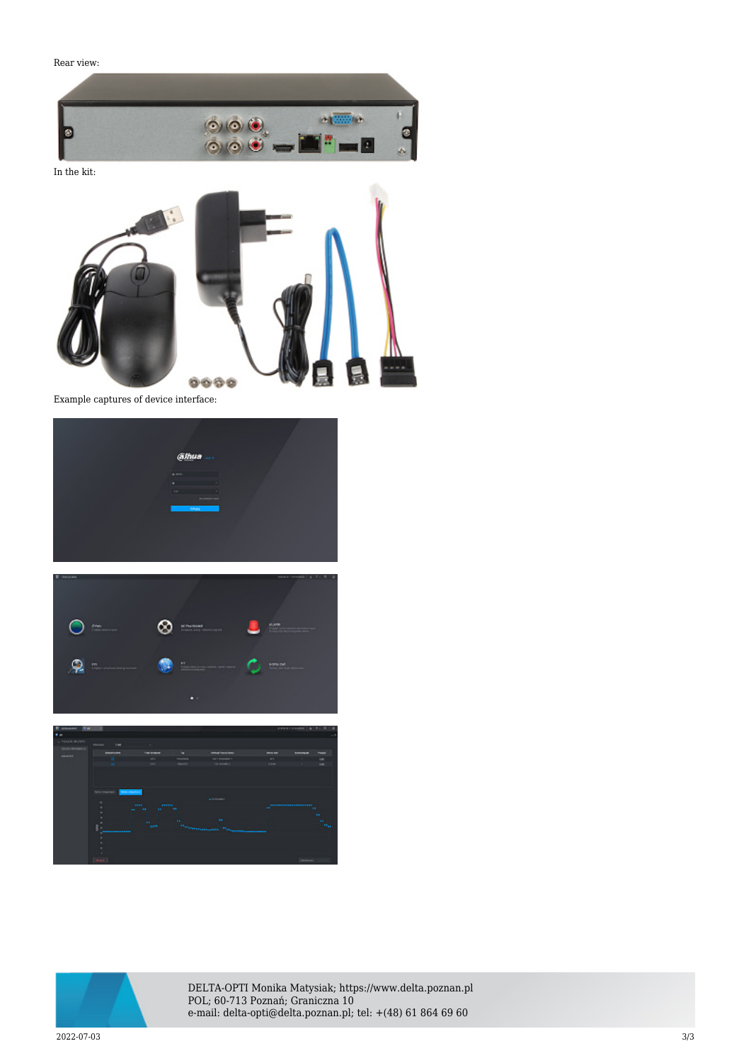Rear view:

In the kit:

Example captures of device interface: